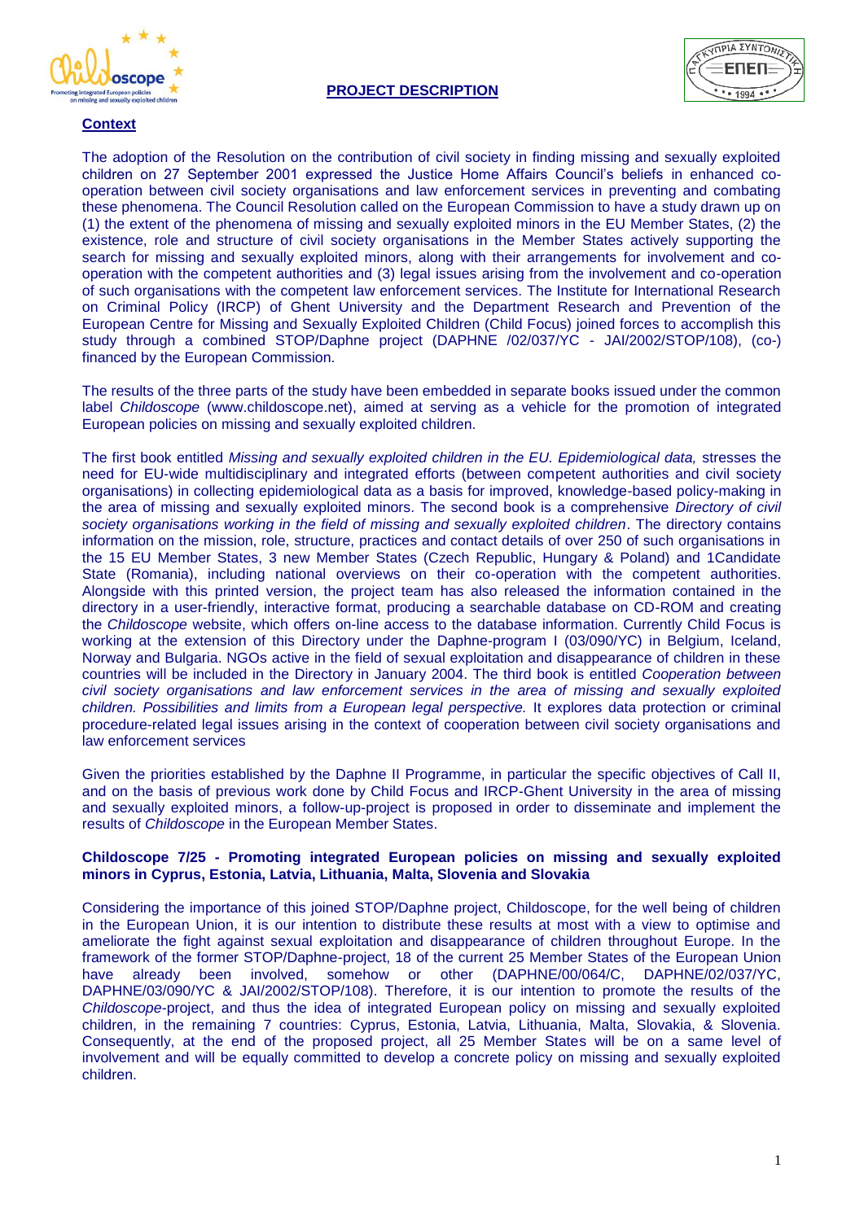## PROJECT DESCRIPTION

### Context

The adoption of the Resolution on the contribution of civil society in finding missing and sexually exploited children on 27 September 2001 expressed the Justice Home Affairs Council's beliefs in enhanced co-operation between civil society organisations and law enforcement services in preventing and combating these phenomena. The Council Resolution called on the European Commission to have a study drawn up on (1) the extent of the phenomena of missing and sexually exploited minors in the EU Member States, (2) the existence, role and structure of civil society organisations in the Member States actively supporting the search for missing and sexually exploited minors, along with their arrangements for involvement and co-operation with the competent authorities and (3) legal issues arising from the involvement and co-operation of such organisations with the competent law enforcement services. The Institute for International Research on Criminal Policy (IRCP) of Ghent University and the Department Research and Prevention of the European Centre for Missing and Sexually Exploited Children (Child Focus) joined forces to accomplish this study through a combined STOP/Daphne project (DAPHNE /02/037/YC - JAI/2002/STOP/108), (co-) financed by the European Commission.

The results of the three parts of the study have been embedded in separate books issued under the common label *Childoscope* (www.childoscope.net), aimed at serving as a vehicle for the promotion of integrated European policies on missing and sexually exploited children.

The first book entitled *Missing and sexually exploited children in the EU. Epidemiological data,* stresses the need for EU-wide multidisciplinary and integrated efforts (between competent authorities and civil society organisations) in collecting epidemiological data as a basis for improved, knowledge-based policy-making in the area of missing and sexually exploited minors. The second book is a comprehensive *Directory of civil society organisations working in the field of missing and sexually exploited children*. The directory contains information on the mission, role, structure, practices and contact details of over 250 of such organisations in the 15 EU Member States, 3 new Member States (Czech Republic, Hungary & Poland) and 1Candidate State (Romania), including national overviews on their co-operation with the competent authorities. Alongside with this printed version, the project team has also released the information contained in the directory in a user-friendly, interactive format, producing a searchable database on CD-ROM and creating the *Childoscope* website, which offers on-line access to the database information. Currently Child Focus is working at the extension of this Directory under the Daphne-program I (03/090/YC) in Belgium, Iceland, Norway and Bulgaria. NGOs active in the field of sexual exploitation and disappearance of children in these countries will be included in the Directory in January 2004. The third book is entitled *Cooperation between civil society organisations and law enforcement services in the area of missing and sexually exploited children. Possibilities and limits from a European legal perspective.* It explores data protection or criminal procedure-related legal issues arising in the context of cooperation between civil society organisations and law enforcement services

Given the priorities established by the Daphne II Programme, in particular the specific objectives of Call II, and on the basis of previous work done by Child Focus and IRCP-Ghent University in the area of missing and sexually exploited minors, a follow-up-project is proposed in order to disseminate and implement the results of *Childoscope* in the European Member States.

**Childoscope 7/25 - Promoting integrated European policies on missing and sexually exploited minors in Cyprus, Estonia, Latvia, Lithuania, Malta, Slovenia and Slovakia**

Considering the importance of this joined STOP/Daphne project, Childoscope, for the well being of children in the European Union, it is our intention to distribute these results at most with a view to optimise and ameliorate the fight against sexual exploitation and disappearance of children throughout Europe. In the framework of the former STOP/Daphne-project, 18 of the current 25 Member States of the European Union have already been involved, somehow or other (DAPHNE/00/064/C, DAPHNE/02/037/YC, DAPHNE/03/090/YC & JAI/2002/STOP/108). Therefore, it is our intention to promote the results of the *Childoscope*-project, and thus the idea of integrated European policy on missing and sexually exploited children, in the remaining 7 countries: Cyprus, Estonia, Latvia, Lithuania, Malta, Slovakia, & Slovenia. Consequently, at the end of the proposed project, all 25 Member States will be on a same level of involvement and will be equally committed to develop a concrete policy on missing and sexually exploited children.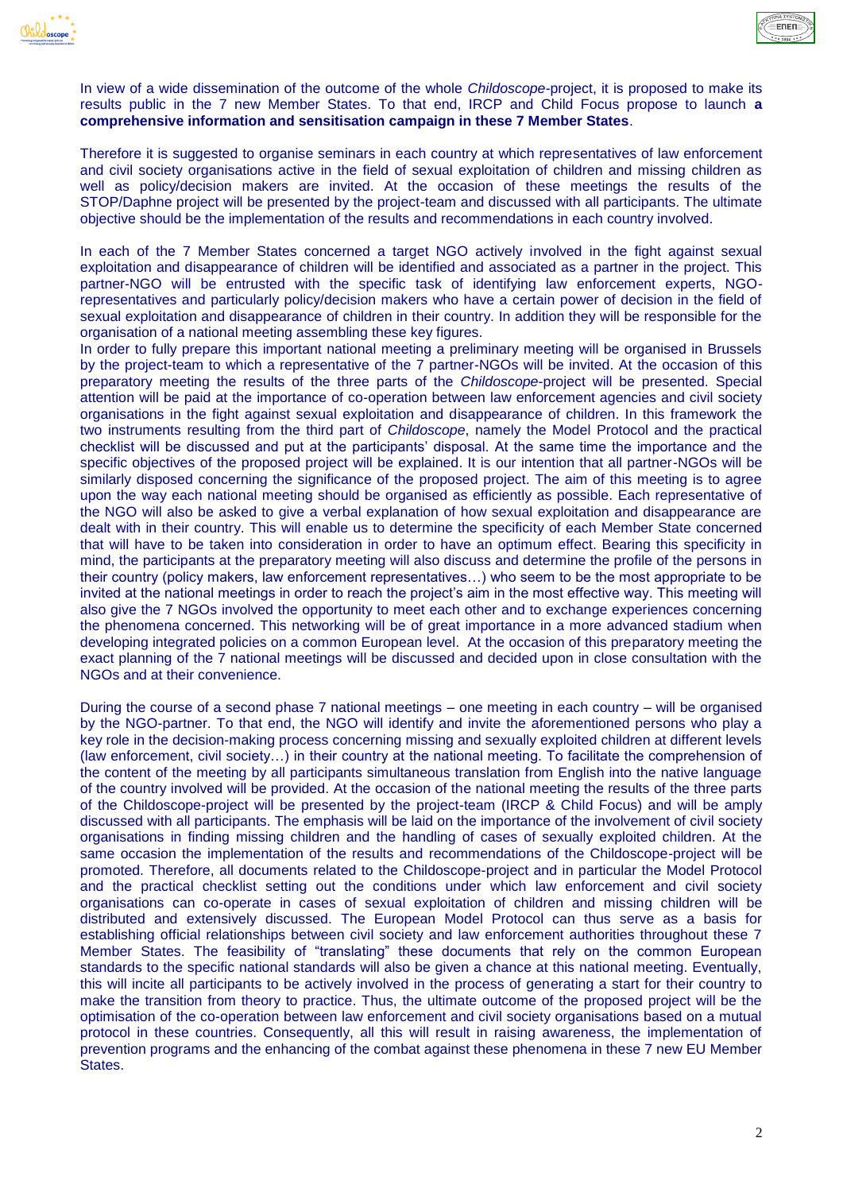In view of a wide dissemination of the outcome of the whole *Childoscope*-project, it is proposed to make its results public in the 7 new Member States. To that end, IRCP and Child Focus propose to launch **a comprehensive information and sensitisation campaign in these 7 Member States**.

Therefore it is suggested to organise seminars in each country at which representatives of law enforcement and civil society organisations active in the field of sexual exploitation of children and missing children as well as policy/decision makers are invited. At the occasion of these meetings the results of the STOP/Daphne project will be presented by the project-team and discussed with all participants. The ultimate objective should be the implementation of the results and recommendations in each country involved.

In each of the 7 Member States concerned a target NGO actively involved in the fight against sexual exploitation and disappearance of children will be identified and associated as a partner in the project. This partner-NGO will be entrusted with the specific task of identifying law enforcement experts, NGO-representatives and particularly policy/decision makers who have a certain power of decision in the field of sexual exploitation and disappearance of children in their country. In addition they will be responsible for the organisation of a national meeting assembling these key figures.

In order to fully prepare this important national meeting a preliminary meeting will be organised in Brussels by the project-team to which a representative of the 7 partner-NGOs will be invited. At the occasion of this preparatory meeting the results of the three parts of the *Childoscope*-project will be presented. Special attention will be paid at the importance of co-operation between law enforcement agencies and civil society organisations in the fight against sexual exploitation and disappearance of children. In this framework the two instruments resulting from the third part of *Childoscope*, namely the Model Protocol and the practical checklist will be discussed and put at the participants' disposal. At the same time the importance and the specific objectives of the proposed project will be explained. It is our intention that all partner-NGOs will be similarly disposed concerning the significance of the proposed project. The aim of this meeting is to agree upon the way each national meeting should be organised as efficiently as possible. Each representative of the NGO will also be asked to give a verbal explanation of how sexual exploitation and disappearance are dealt with in their country. This will enable us to determine the specificity of each Member State concerned that will have to be taken into consideration in order to have an optimum effect. Bearing this specificity in mind, the participants at the preparatory meeting will also discuss and determine the profile of the persons in their country (policy makers, law enforcement representatives…) who seem to be the most appropriate to be invited at the national meetings in order to reach the project's aim in the most effective way. This meeting will also give the 7 NGOs involved the opportunity to meet each other and to exchange experiences concerning the phenomena concerned. This networking will be of great importance in a more advanced stadium when developing integrated policies on a common European level. At the occasion of this preparatory meeting the exact planning of the 7 national meetings will be discussed and decided upon in close consultation with the NGOs and at their convenience.

During the course of a second phase 7 national meetings – one meeting in each country – will be organised by the NGO-partner. To that end, the NGO will identify and invite the aforementioned persons who play a key role in the decision-making process concerning missing and sexually exploited children at different levels (law enforcement, civil society…) in their country at the national meeting. To facilitate the comprehension of the content of the meeting by all participants simultaneous translation from English into the native language of the country involved will be provided. At the occasion of the national meeting the results of the three parts of the Childoscope-project will be presented by the project-team (IRCP & Child Focus) and will be amply discussed with all participants. The emphasis will be laid on the importance of the involvement of civil society organisations in finding missing children and the handling of cases of sexually exploited children. At the same occasion the implementation of the results and recommendations of the Childoscope-project will be promoted. Therefore, all documents related to the Childoscope-project and in particular the Model Protocol and the practical checklist setting out the conditions under which law enforcement and civil society organisations can co-operate in cases of sexual exploitation of children and missing children will be distributed and extensively discussed. The European Model Protocol can thus serve as a basis for establishing official relationships between civil society and law enforcement authorities throughout these 7 Member States. The feasibility of "translating" these documents that rely on the common European standards to the specific national standards will also be given a chance at this national meeting. Eventually, this will incite all participants to be actively involved in the process of generating a start for their country to make the transition from theory to practice. Thus, the ultimate outcome of the proposed project will be the optimisation of the co-operation between law enforcement and civil society organisations based on a mutual protocol in these countries. Consequently, all this will result in raising awareness, the implementation of prevention programs and the enhancing of the combat against these phenomena in these 7 new EU Member States.